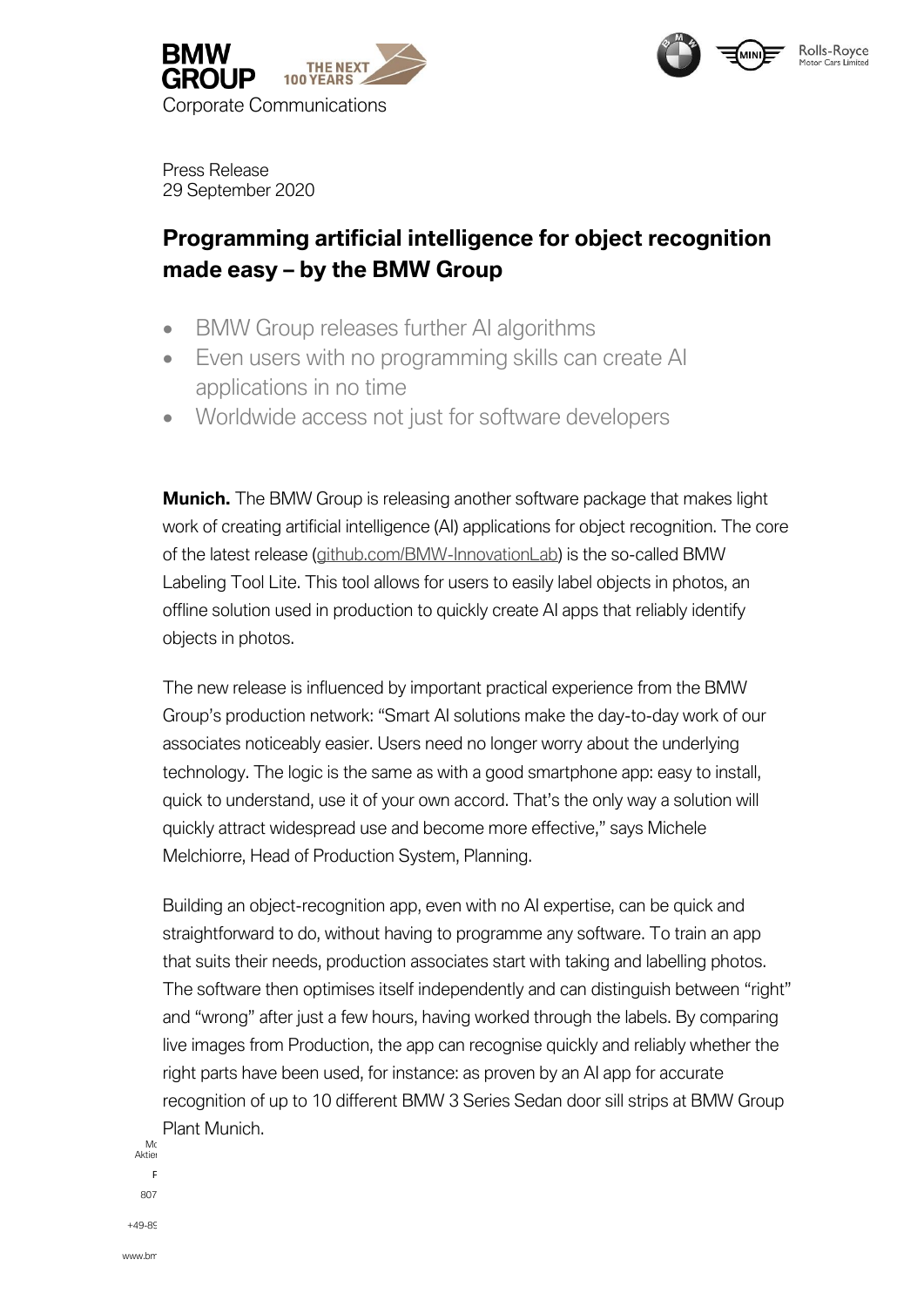BMW GROUP

Corporate Communications

Press Release
29 September 2020

# Programming artificial intelligence for object recognition made easy – by the BMW Group

- BMW Group releases further AI algorithms
- Even users with no programming skills can create AI applications in no time
- Worldwide access not just for software developers

**Munich.** The BMW Group is releasing another software package that makes light work of creating artificial intelligence (AI) applications for object recognition. The core of the latest release (github.com/BMW-InnovationLab) is the so-called BMW Labeling Tool Lite. This tool allows for users to easily label objects in photos, an offline solution used in production to quickly create AI apps that reliably identify objects in photos.

The new release is influenced by important practical experience from the BMW Group's production network: "Smart AI solutions make the day-to-day work of our associates noticeably easier. Users need no longer worry about the underlying technology. The logic is the same as with a good smartphone app: easy to install, quick to understand, use it of your own accord. That's the only way a solution will quickly attract widespread use and become more effective," says Michele Melchiorre, Head of Production System, Planning.

Building an object-recognition app, even with no AI expertise, can be quick and straightforward to do, without having to programme any software. To train an app that suits their needs, production associates start with taking and labelling photos. The software then optimises itself independently and can distinguish between "right" and "wrong" after just a few hours, having worked through the labels. By comparing live images from Production, the app can recognise quickly and reliably whether the right parts have been used, for instance: as proven by an AI app for accurate recognition of up to 10 different BMW 3 Series Sedan door sill strips at BMW Group Plant Munich.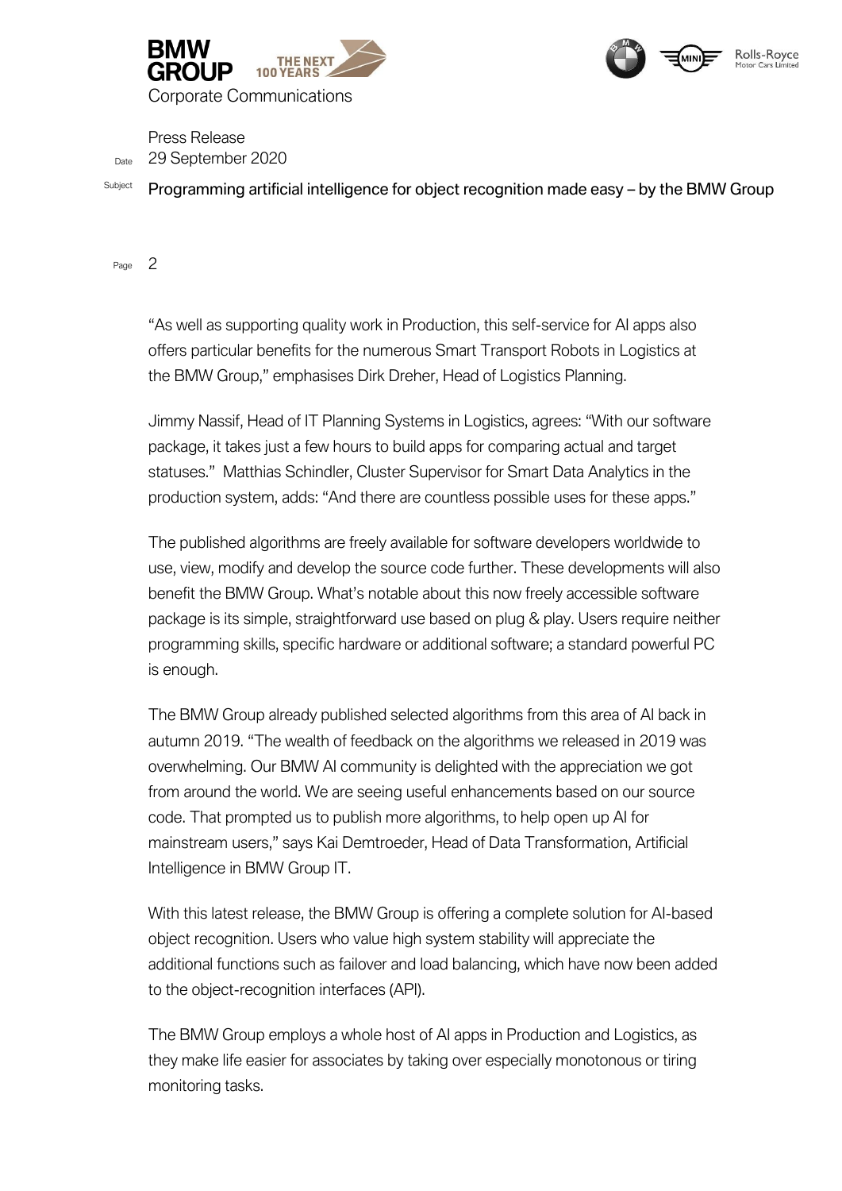“As well as supporting quality work in Production, this self-service for AI apps also offers particular benefits for the numerous Smart Transport Robots in Logistics at the BMW Group,” emphasises Dirk Dreher, Head of Logistics Planning.

Jimmy Nassif, Head of IT Planning Systems in Logistics, agrees: “With our software package, it takes just a few hours to build apps for comparing actual and target statuses.” Matthias Schindler, Cluster Supervisor for Smart Data Analytics in the production system, adds: “And there are countless possible uses for these apps.”

The published algorithms are freely available for software developers worldwide to use, view, modify and develop the source code further. These developments will also benefit the BMW Group. What’s notable about this now freely accessible software package is its simple, straightforward use based on plug & play. Users require neither programming skills, specific hardware or additional software; a standard powerful PC is enough.

The BMW Group already published selected algorithms from this area of AI back in autumn 2019. “The wealth of feedback on the algorithms we released in 2019 was overwhelming. Our BMW AI community is delighted with the appreciation we got from around the world. We are seeing useful enhancements based on our source code. That prompted us to publish more algorithms, to help open up AI for mainstream users,” says Kai Demtroeder, Head of Data Transformation, Artificial Intelligence in BMW Group IT.

With this latest release, the BMW Group is offering a complete solution for AI-based object recognition. Users who value high system stability will appreciate the additional functions such as failover and load balancing, which have now been added to the object-recognition interfaces (API).

The BMW Group employs a whole host of AI apps in Production and Logistics, as they make life easier for associates by taking over especially monotonous or tiring monitoring tasks.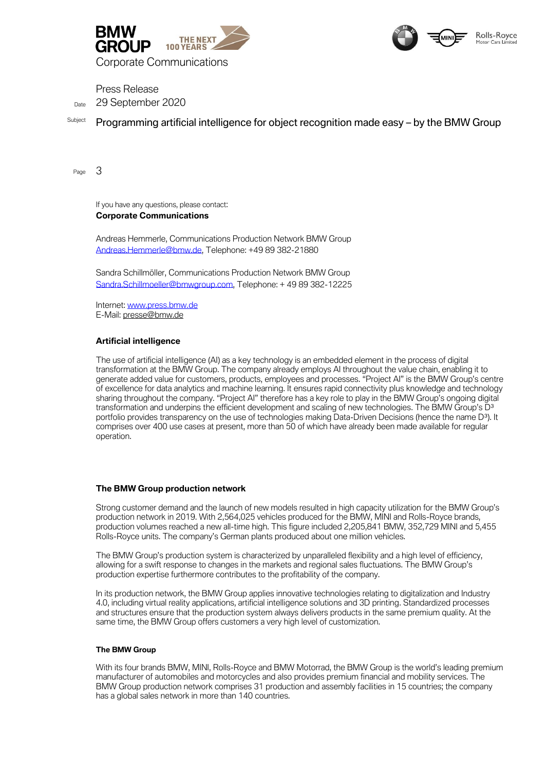If you have any questions, please contact:

**Corporate Communications**

Andreas Hemmerle, Communications Production Network BMW Group
Andreas.Hemmerle@bmw.de, Telephone: +49 89 382-21880

Sandra Schillmöller, Communications Production Network BMW Group
Sandra.Schillmoeller@bmwgroup.com, Telephone: + 49 89 382-12225

Internet: www.press.bmw.de
E-Mail: presse@bmw.de

### Artificial intelligence

The use of artificial intelligence (AI) as a key technology is an embedded element in the process of digital transformation at the BMW Group. The company already employs AI throughout the value chain, enabling it to generate added value for customers, products, employees and processes. "Project AI" is the BMW Group's centre of excellence for data analytics and machine learning. It ensures rapid connectivity plus knowledge and technology sharing throughout the company. "Project AI" therefore has a key role to play in the BMW Group's ongoing digital transformation and underpins the efficient development and scaling of new technologies. The BMW Group's D³ portfolio provides transparency on the use of technologies making Data-Driven Decisions (hence the name D³). It comprises over 400 use cases at present, more than 50 of which have already been made available for regular operation.

### The BMW Group production network

Strong customer demand and the launch of new models resulted in high capacity utilization for the BMW Group's production network in 2019. With 2,564,025 vehicles produced for the BMW, MINI and Rolls-Royce brands, production volumes reached a new all-time high. This figure included 2,205,841 BMW, 352,729 MINI and 5,455 Rolls-Royce units. The company's German plants produced about one million vehicles.

The BMW Group's production system is characterized by unparalleled flexibility and a high level of efficiency, allowing for a swift response to changes in the markets and regional sales fluctuations. The BMW Group's production expertise furthermore contributes to the profitability of the company.

In its production network, the BMW Group applies innovative technologies relating to digitalization and Industry 4.0, including virtual reality applications, artificial intelligence solutions and 3D printing. Standardized processes and structures ensure that the production system always delivers products in the same premium quality. At the same time, the BMW Group offers customers a very high level of customization.

#### The BMW Group

With its four brands BMW, MINI, Rolls-Royce and BMW Motorrad, the BMW Group is the world's leading premium manufacturer of automobiles and motorcycles and also provides premium financial and mobility services. The BMW Group production network comprises 31 production and assembly facilities in 15 countries; the company has a global sales network in more than 140 countries.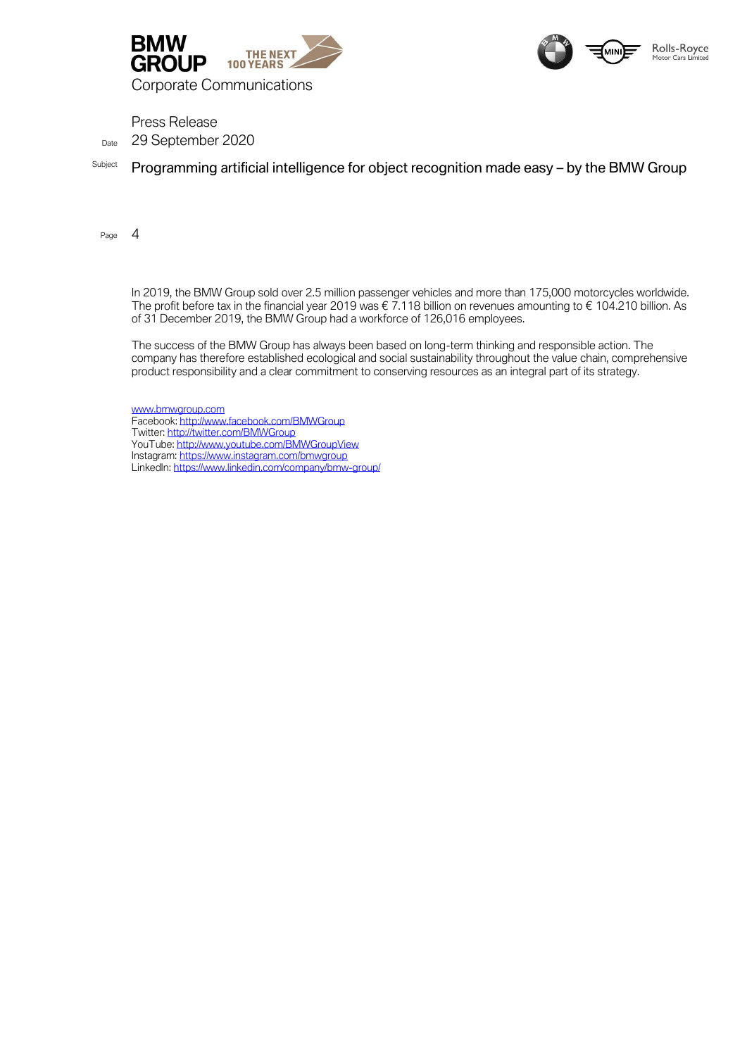In 2019, the BMW Group sold over 2.5 million passenger vehicles and more than 175,000 motorcycles worldwide. The profit before tax in the financial year 2019 was € 7.118 billion on revenues amounting to € 104.210 billion. As of 31 December 2019, the BMW Group had a workforce of 126,016 employees.

The success of the BMW Group has always been based on long-term thinking and responsible action. The company has therefore established ecological and social sustainability throughout the value chain, comprehensive product responsibility and a clear commitment to conserving resources as an integral part of its strategy.

www.bmwgroup.com  
Facebook: http://www.facebook.com/BMWGroup  
Twitter: http://twitter.com/BMWGroup  
YouTube: http://www.youtube.com/BMWGroupView  
Instagram: https://www.instagram.com/bmwgroup  
LinkedIn: https://www.linkedin.com/company/bmw-group/